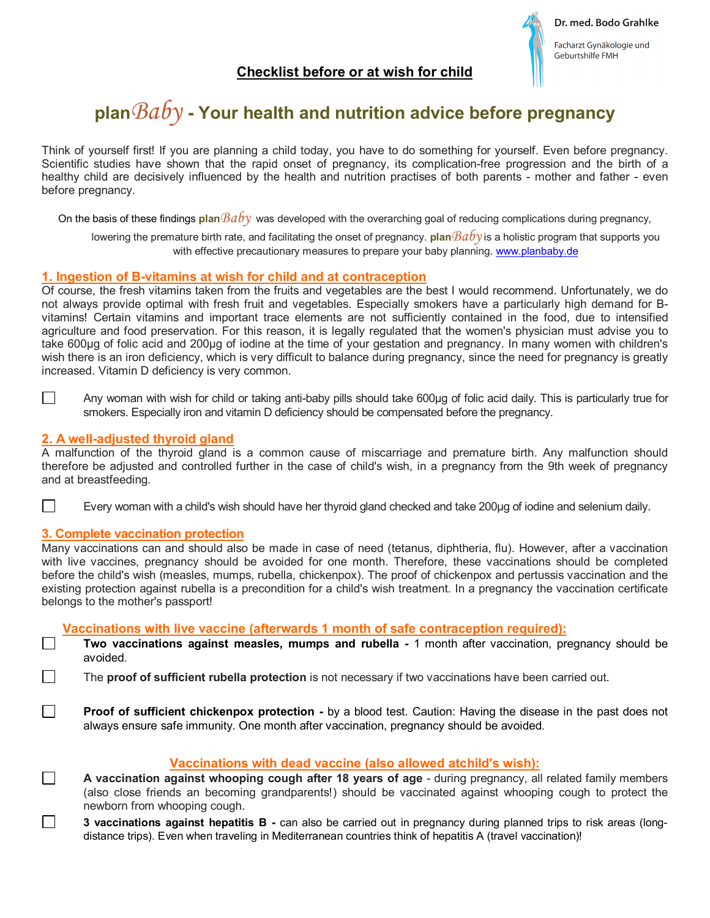Dr. med. Bodo Grahlke

Facharzt Gynäkologie und Geburtshilfe FMH

**Checklist before or at wish for child**

# plan*Baby* - Your health and nutrition advice before pregnancy

Think of yourself first! If you are planning a child today, you have to do something for yourself. Even before pregnancy. Scientific studies have shown that the rapid onset of pregnancy, its complication-free progression and the birth of a healthy child are decisively influenced by the health and nutrition practises of both parents - mother and father - even before pregnancy.

On the basis of these findings **plan***Baby* was developed with the overarching goal of reducing complications during pregnancy, lowering the premature birth rate, and facilitating the onset of pregnancy. **plan***Baby* is a holistic program that supports you with effective precautionary measures to prepare your baby planning. www.planbaby.de

## 1. Ingestion of B-vitamins at wish for child and at contraception

Of course, the fresh vitamins taken from the fruits and vegetables are the best I would recommend. Unfortunately, we do not always provide optimal with fresh fruit and vegetables. Especially smokers have a particularly high demand for B-vitamins! Certain vitamins and important trace elements are not sufficiently contained in the food, due to intensified agriculture and food preservation. For this reason, it is legally regulated that the women's physician must advise you to take 600µg of folic acid and 200µg of iodine at the time of your gestation and pregnancy. In many women with children's wish there is an iron deficiency, which is very difficult to balance during pregnancy, since the need for pregnancy is greatly increased. Vitamin D deficiency is very common.

- ☐ Any woman with wish for child or taking anti-baby pills should take 600µg of folic acid daily. This is particularly true for smokers. Especially iron and vitamin D deficiency should be compensated before the pregnancy.

## 2. A well-adjusted thyroid gland

A malfunction of the thyroid gland is a common cause of miscarriage and premature birth. Any malfunction should therefore be adjusted and controlled further in the case of child's wish, in a pregnancy from the 9th week of pregnancy and at breastfeeding.

- ☐ Every woman with a child's wish should have her thyroid gland checked and take 200µg of iodine and selenium daily.

## 3. Complete vaccination protection

Many vaccinations can and should also be made in case of need (tetanus, diphtheria, flu). However, after a vaccination with live vaccines, pregnancy should be avoided for one month. Therefore, these vaccinations should be completed before the child's wish (measles, mumps, rubella, chickenpox). The proof of chickenpox and pertussis vaccination and the existing protection against rubella is a precondition for a child's wish treatment. In a pregnancy the vaccination certificate belongs to the mother's passport!

### Vaccinations with live vaccine (afterwards 1 month of safe contraception required):

- ☐ **Two vaccinations against measles, mumps and rubella -** 1 month after vaccination, pregnancy should be avoided.
- ☐ The **proof of sufficient rubella protection** is not necessary if two vaccinations have been carried out.
- ☐ **Proof of sufficient chickenpox protection -** by a blood test. Caution: Having the disease in the past does not always ensure safe immunity. One month after vaccination, pregnancy should be avoided.

### Vaccinations with dead vaccine (also allowed atchild's wish):

- ☐ **A vaccination against whooping cough after 18 years of age** - during pregnancy, all related family members (also close friends an becoming grandparents!) should be vaccinated against whooping cough to protect the newborn from whooping cough.
- ☐ **3 vaccinations against hepatitis B -** can also be carried out in pregnancy during planned trips to risk areas (long-distance trips). Even when traveling in Mediterranean countries think of hepatitis A (travel vaccination)!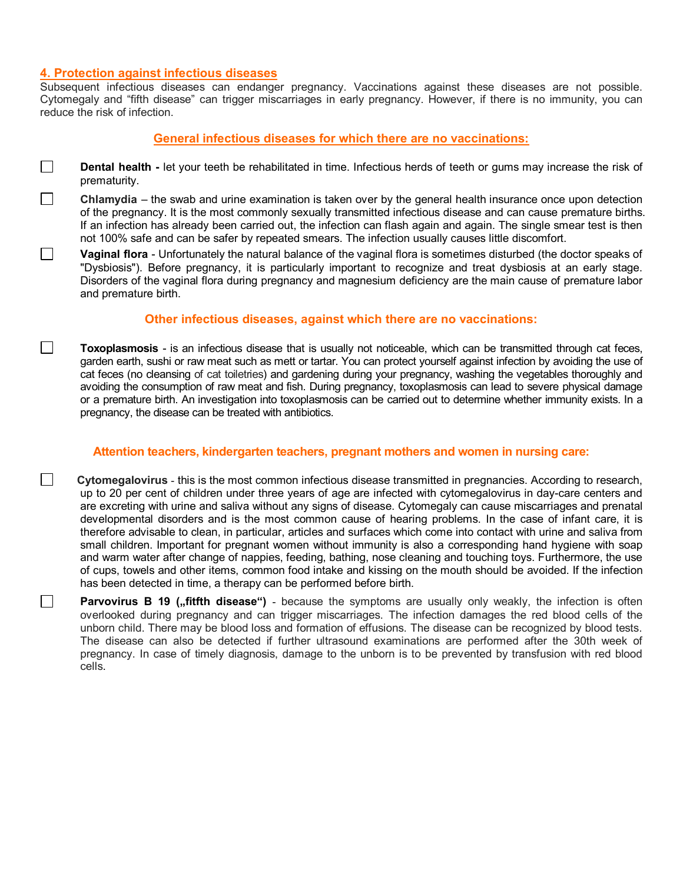## 4. Protection against infectious diseases

Subsequent infectious diseases can endanger pregnancy. Vaccinations against these diseases are not possible. Cytomegaly and "fifth disease" can trigger miscarriages in early pregnancy. However, if there is no immunity, you can reduce the risk of infection.

### General infectious diseases for which there are no vaccinations:

- ☐ **Dental health -** let your teeth be rehabilitated in time. Infectious herds of teeth or gums may increase the risk of prematurity.
- ☐ **Chlamydia** – the swab and urine examination is taken over by the general health insurance once upon detection of the pregnancy. It is the most commonly sexually transmitted infectious disease and can cause premature births. If an infection has already been carried out, the infection can flash again and again. The single smear test is then not 100% safe and can be safer by repeated smears. The infection usually causes little discomfort.
- ☐ **Vaginal flora** - Unfortunately the natural balance of the vaginal flora is sometimes disturbed (the doctor speaks of "Dysbiosis"). Before pregnancy, it is particularly important to recognize and treat dysbiosis at an early stage. Disorders of the vaginal flora during pregnancy and magnesium deficiency are the main cause of premature labor and premature birth.

### Other infectious diseases, against which there are no vaccinations:

- ☐ **Toxoplasmosis** - is an infectious disease that is usually not noticeable, which can be transmitted through cat feces, garden earth, sushi or raw meat such as mett or tartar. You can protect yourself against infection by avoiding the use of cat feces (no cleansing of cat toiletries) and gardening during your pregnancy, washing the vegetables thoroughly and avoiding the consumption of raw meat and fish. During pregnancy, toxoplasmosis can lead to severe physical damage or a premature birth. An investigation into toxoplasmosis can be carried out to determine whether immunity exists. In a pregnancy, the disease can be treated with antibiotics.

### Attention teachers, kindergarten teachers, pregnant mothers and women in nursing care:

- ☐ **Cytomegalovirus** - this is the most common infectious disease transmitted in pregnancies. According to research, up to 20 per cent of children under three years of age are infected with cytomegalovirus in day-care centers and are excreting with urine and saliva without any signs of disease. Cytomegaly can cause miscarriages and prenatal developmental disorders and is the most common cause of hearing problems. In the case of infant care, it is therefore advisable to clean, in particular, articles and surfaces which come into contact with urine and saliva from small children. Important for pregnant women without immunity is also a corresponding hand hygiene with soap and warm water after change of nappies, feeding, bathing, nose cleaning and touching toys. Furthermore, the use of cups, towels and other items, common food intake and kissing on the mouth should be avoided. If the infection has been detected in time, a therapy can be performed before birth.
- ☐ **Parvovirus B 19 („fitfth disease")** - because the symptoms are usually only weakly, the infection is often overlooked during pregnancy and can trigger miscarriages. The infection damages the red blood cells of the unborn child. There may be blood loss and formation of effusions. The disease can be recognized by blood tests. The disease can also be detected if further ultrasound examinations are performed after the 30th week of pregnancy. In case of timely diagnosis, damage to the unborn is to be prevented by transfusion with red blood cells.